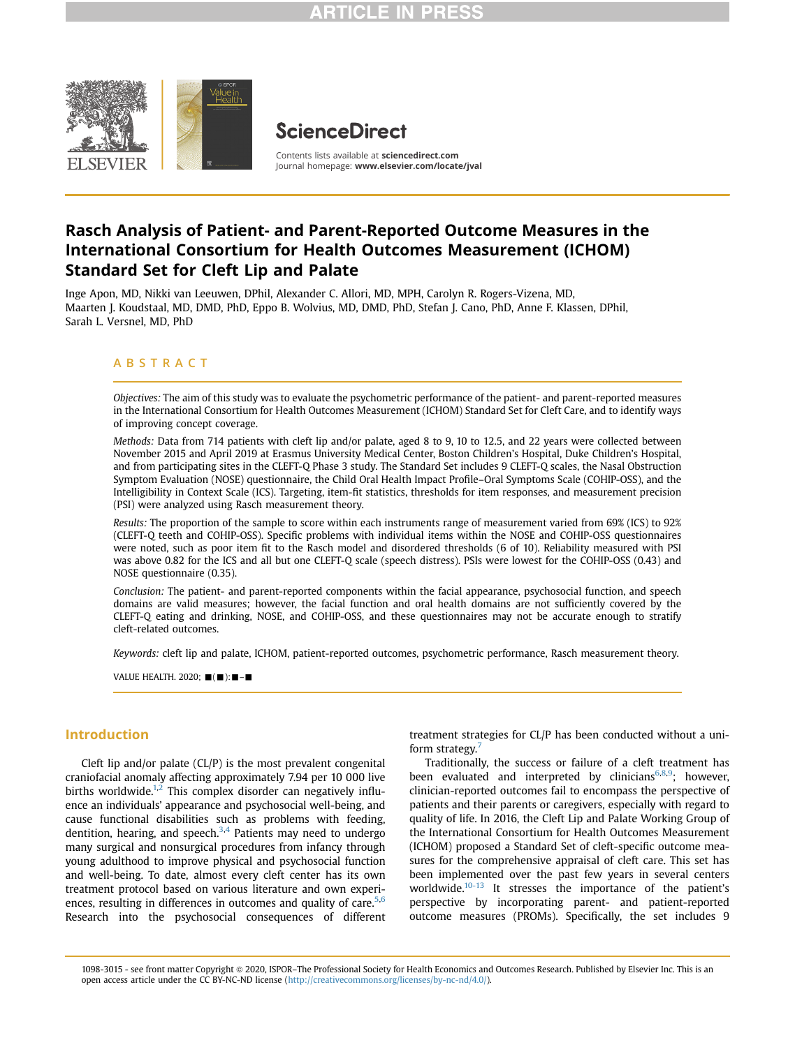# Rasch Analysis of Patient- and Parent-Reported Outcome Measures in the International Consortium for Health Outcomes Measurement (ICHOM) Standard Set for Cleft Lip and Palate

Inge Apon, MD, Nikki van Leeuwen, DPhil, Alexander C. Allori, MD, MPH, Carolyn R. Rogers-Vizena, MD, Maarten J. Koudstaal, MD, DMD, PhD, Eppo B. Wolvius, MD, DMD, PhD, Stefan J. Cano, PhD, Anne F. Klassen, DPhil, Sarah L. Versnel, MD, PhD

## ABSTRACT

*Objectives:* The aim of this study was to evaluate the psychometric performance of the patient- and parent-reported measures in the International Consortium for Health Outcomes Measurement (ICHOM) Standard Set for Cleft Care, and to identify ways of improving concept coverage.

*Methods:* Data from 714 patients with cleft lip and/or palate, aged 8 to 9, 10 to 12.5, and 22 years were collected between November 2015 and April 2019 at Erasmus University Medical Center, Boston Children's Hospital, Duke Children's Hospital, and from participating sites in the CLEFT-Q Phase 3 study. The Standard Set includes 9 CLEFT-Q scales, the Nasal Obstruction Symptom Evaluation (NOSE) questionnaire, the Child Oral Health Impact Profile–Oral Symptoms Scale (COHIP-OSS), and the Intelligibility in Context Scale (ICS). Targeting, item-fit statistics, thresholds for item responses, and measurement precision (PSI) were analyzed using Rasch measurement theory.

*Results:* The proportion of the sample to score within each instruments range of measurement varied from 69% (ICS) to 92% (CLEFT-Q teeth and COHIP-OSS). Specific problems with individual items within the NOSE and COHIP-OSS questionnaires were noted, such as poor item fit to the Rasch model and disordered thresholds (6 of 10). Reliability measured with PSI was above 0.82 for the ICS and all but one CLEFT-Q scale (speech distress). PSIs were lowest for the COHIP-OSS (0.43) and NOSE questionnaire (0.35).

*Conclusion:* The patient- and parent-reported components within the facial appearance, psychosocial function, and speech domains are valid measures; however, the facial function and oral health domains are not sufficiently covered by the CLEFT-Q eating and drinking, NOSE, and COHIP-OSS, and these questionnaires may not be accurate enough to stratify cleft-related outcomes.

*Keywords:* cleft lip and palate, ICHOM, patient-reported outcomes, psychometric performance, Rasch measurement theory.

## Introduction

Cleft lip and/or palate (CL/P) is the most prevalent congenital craniofacial anomaly affecting approximately 7.94 per 10 000 live births worldwide.[1,2] This complex disorder can negatively influence an individuals' appearance and psychosocial well-being, and cause functional disabilities such as problems with feeding, dentition, hearing, and speech.[3,4] Patients may need to undergo many surgical and nonsurgical procedures from infancy through young adulthood to improve physical and psychosocial function and well-being. To date, almost every cleft center has its own treatment protocol based on various literature and own experiences, resulting in differences in outcomes and quality of care.[5,6] Research into the psychosocial consequences of different treatment strategies for CL/P has been conducted without a uniform strategy.[7]

Traditionally, the success or failure of a cleft treatment has been evaluated and interpreted by clinicians[6,8,9]; however, clinician-reported outcomes fail to encompass the perspective of patients and their parents or caregivers, especially with regard to quality of life. In 2016, the Cleft Lip and Palate Working Group of the International Consortium for Health Outcomes Measurement (ICHOM) proposed a Standard Set of cleft-specific outcome measures for the comprehensive appraisal of cleft care. This set has been implemented over the past few years in several centers worldwide.[10-13] It stresses the importance of the patient's perspective by incorporating parent- and patient-reported outcome measures (PROMs). Specifically, the set includes 9

1098-3015 - see front matter Copyright © 2020, ISPOR–The Professional Society for Health Economics and Outcomes Research. Published by Elsevier Inc. This is an open access article under the CC BY-NC-ND license (http://creativecommons.org/licenses/by-nc-nd/4.0/).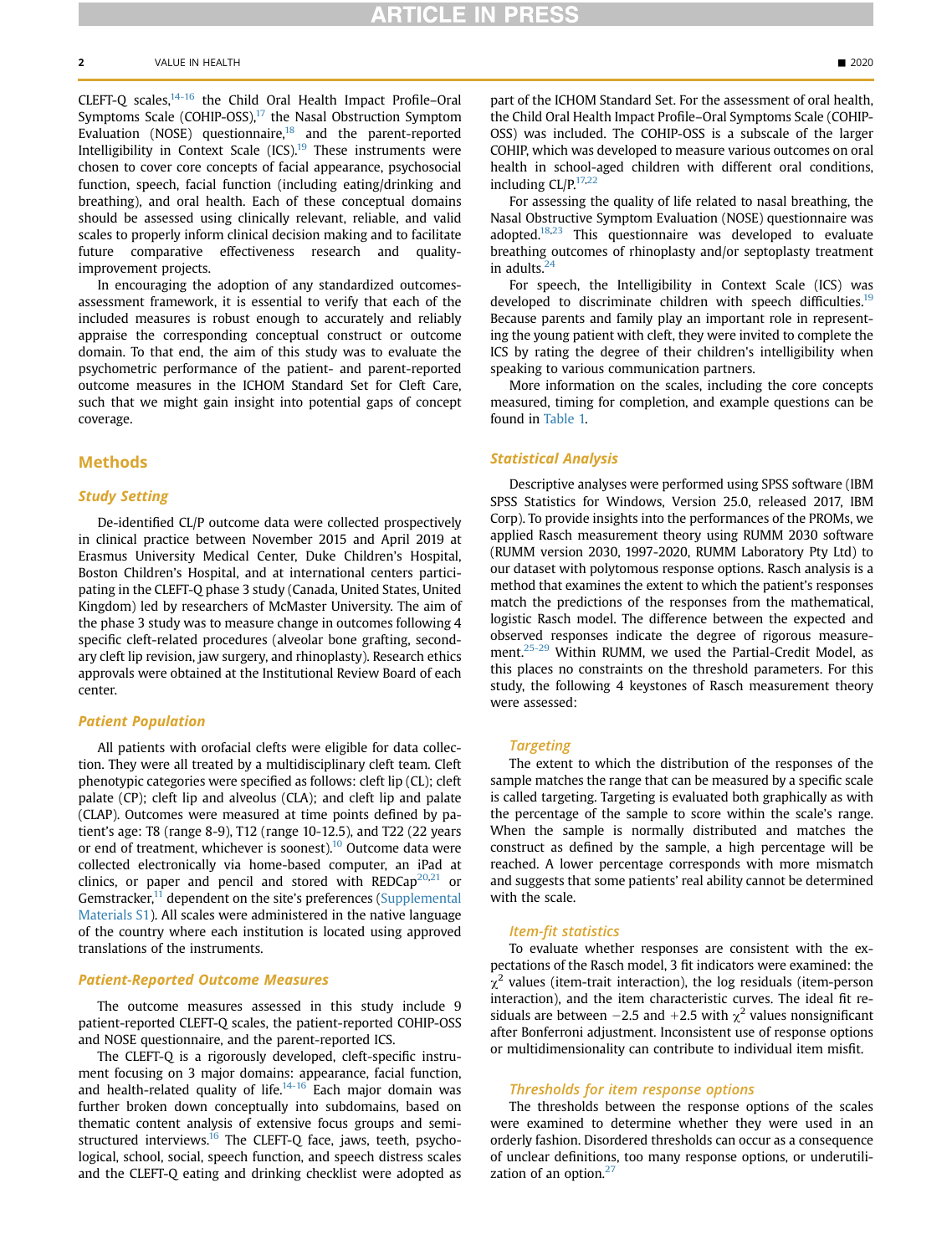CLEFT-Q scales,[14-16] the Child Oral Health Impact Profile–Oral Symptoms Scale (COHIP-OSS),[17] the Nasal Obstruction Symptom Evaluation (NOSE) questionnaire,[18] and the parent-reported Intelligibility in Context Scale (ICS).[19] These instruments were chosen to cover core concepts of facial appearance, psychosocial function, speech, facial function (including eating/drinking and breathing), and oral health. Each of these conceptual domains should be assessed using clinically relevant, reliable, and valid scales to properly inform clinical decision making and to facilitate future comparative effectiveness research and quality-improvement projects.

In encouraging the adoption of any standardized outcomes-assessment framework, it is essential to verify that each of the included measures is robust enough to accurately and reliably appraise the corresponding conceptual construct or outcome domain. To that end, the aim of this study was to evaluate the psychometric performance of the patient- and parent-reported outcome measures in the ICHOM Standard Set for Cleft Care, such that we might gain insight into potential gaps of concept coverage.

## Methods

### Study Setting

De-identified CL/P outcome data were collected prospectively in clinical practice between November 2015 and April 2019 at Erasmus University Medical Center, Duke Children's Hospital, Boston Children's Hospital, and at international centers participating in the CLEFT-Q phase 3 study (Canada, United States, United Kingdom) led by researchers of McMaster University. The aim of the phase 3 study was to measure change in outcomes following 4 specific cleft-related procedures (alveolar bone grafting, secondary cleft lip revision, jaw surgery, and rhinoplasty). Research ethics approvals were obtained at the Institutional Review Board of each center.

### Patient Population

All patients with orofacial clefts were eligible for data collection. They were all treated by a multidisciplinary cleft team. Cleft phenotypic categories were specified as follows: cleft lip (CL); cleft palate (CP); cleft lip and alveolus (CLA); and cleft lip and palate (CLAP). Outcomes were measured at time points defined by patient's age: T8 (range 8-9), T12 (range 10-12.5), and T22 (22 years or end of treatment, whichever is soonest).[10] Outcome data were collected electronically via home-based computer, an iPad at clinics, or paper and pencil and stored with REDCap[20,21] or Gemstracker,[11] dependent on the site's preferences (Supplemental Materials S1). All scales were administered in the native language of the country where each institution is located using approved translations of the instruments.

### Patient-Reported Outcome Measures

The outcome measures assessed in this study include 9 patient-reported CLEFT-Q scales, the patient-reported COHIP-OSS and NOSE questionnaire, and the parent-reported ICS.

The CLEFT-Q is a rigorously developed, cleft-specific instrument focusing on 3 major domains: appearance, facial function, and health-related quality of life.[14-16] Each major domain was further broken down conceptually into subdomains, based on thematic content analysis of extensive focus groups and semi-structured interviews.[16] The CLEFT-Q face, jaws, teeth, psychological, school, social, speech function, and speech distress scales and the CLEFT-Q eating and drinking checklist were adopted as part of the ICHOM Standard Set. For the assessment of oral health, the Child Oral Health Impact Profile–Oral Symptoms Scale (COHIP-OSS) was included. The COHIP-OSS is a subscale of the larger COHIP, which was developed to measure various outcomes on oral health in school-aged children with different oral conditions, including CL/P.[17,22]

For assessing the quality of life related to nasal breathing, the Nasal Obstructive Symptom Evaluation (NOSE) questionnaire was adopted.[18,23] This questionnaire was developed to evaluate breathing outcomes of rhinoplasty and/or septoplasty treatment in adults.[24]

For speech, the Intelligibility in Context Scale (ICS) was developed to discriminate children with speech difficulties.[19] Because parents and family play an important role in representing the young patient with cleft, they were invited to complete the ICS by rating the degree of their children's intelligibility when speaking to various communication partners.

More information on the scales, including the core concepts measured, timing for completion, and example questions can be found in Table 1.

### Statistical Analysis

Descriptive analyses were performed using SPSS software (IBM SPSS Statistics for Windows, Version 25.0, released 2017, IBM Corp). To provide insights into the performances of the PROMs, we applied Rasch measurement theory using RUMM 2030 software (RUMM version 2030, 1997-2020, RUMM Laboratory Pty Ltd) to our dataset with polytomous response options. Rasch analysis is a method that examines the extent to which the patient's responses match the predictions of the responses from the mathematical, logistic Rasch model. The difference between the expected and observed responses indicate the degree of rigorous measurement.[25-29] Within RUMM, we used the Partial-Credit Model, as this places no constraints on the threshold parameters. For this study, the following 4 keystones of Rasch measurement theory were assessed:

#### Targeting

The extent to which the distribution of the responses of the sample matches the range that can be measured by a specific scale is called targeting. Targeting is evaluated both graphically as with the percentage of the sample to score within the scale's range. When the sample is normally distributed and matches the construct as defined by the sample, a high percentage will be reached. A lower percentage corresponds with more mismatch and suggests that some patients' real ability cannot be determined with the scale.

#### Item-fit statistics

To evaluate whether responses are consistent with the expectations of the Rasch model, 3 fit indicators were examined: the $\chi^2$ values (item-trait interaction), the log residuals (item-person interaction), and the item characteristic curves. The ideal fit residuals are between $-2.5$ and $+2.5$ with $\chi^2$ values nonsignificant after Bonferroni adjustment. Inconsistent use of response options or multidimensionality can contribute to individual item misfit.

#### Thresholds for item response options

The thresholds between the response options of the scales were examined to determine whether they were used in an orderly fashion. Disordered thresholds can occur as a consequence of unclear definitions, too many response options, or underutilization of an option.[27]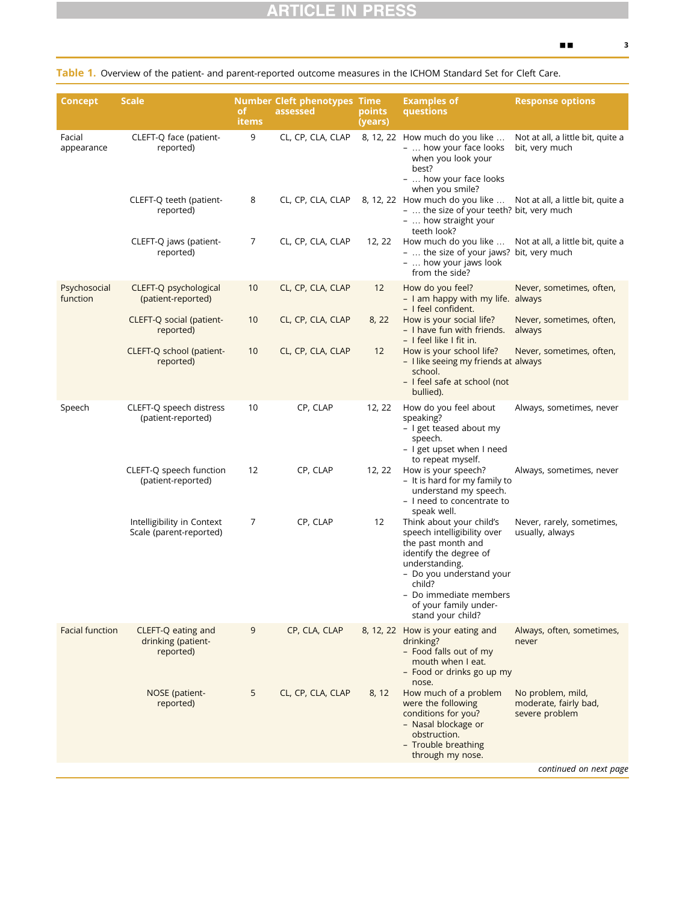**Table 1.** Overview of the patient- and parent-reported outcome measures in the ICHOM Standard Set for Cleft Care.

| Concept | Scale | Number of items | Cleft phenotypes assessed | Time points (years) | Examples of questions | Response options |
|---|---|---|---|---|---|---|
| Facial appearance | CLEFT-Q face (patient-reported) | 9 | CL, CP, CLA, CLAP | 8, 12, 22 | How much do you like … – … how your face looks when you look your best? – … how your face looks when you smile? | Not at all, a little bit, quite a bit, very much |
| | CLEFT-Q teeth (patient-reported) | 8 | CL, CP, CLA, CLAP | 8, 12, 22 | How much do you like … – … the size of your teeth? – … how straight your teeth look? | Not at all, a little bit, quite a bit, very much |
| | CLEFT-Q jaws (patient-reported) | 7 | CL, CP, CLA, CLAP | 12, 22 | How much do you like … – … the size of your jaws? – … how your jaws look from the side? | Not at all, a little bit, quite a bit, very much |
| Psychosocial function | CLEFT-Q psychological (patient-reported) | 10 | CL, CP, CLA, CLAP | 12 | How do you feel? – I am happy with my life. – I feel confident. | Never, sometimes, often, always |
| | CLEFT-Q social (patient-reported) | 10 | CL, CP, CLA, CLAP | 8, 22 | How is your social life? – I have fun with friends. – I feel like I fit in. | Never, sometimes, often, always |
| | CLEFT-Q school (patient-reported) | 10 | CL, CP, CLA, CLAP | 12 | How is your school life? – I like seeing my friends at school. – I feel safe at school (not bullied). | Never, sometimes, often, always |
| Speech | CLEFT-Q speech distress (patient-reported) | 10 | CP, CLAP | 12, 22 | How do you feel about speaking? – I get teased about my speech. – I get upset when I need to repeat myself. | Always, sometimes, never |
| | CLEFT-Q speech function (patient-reported) | 12 | CP, CLAP | 12, 22 | How is your speech? – It is hard for my family to understand my speech. – I need to concentrate to speak well. | Always, sometimes, never |
| | Intelligibility in Context Scale (parent-reported) | 7 | CP, CLAP | 12 | Think about your child's speech intelligibility over the past month and identify the degree of understanding. – Do you understand your child? – Do immediate members of your family understand your child? | Never, rarely, sometimes, usually, always |
| Facial function | CLEFT-Q eating and drinking (patient-reported) | 9 | CP, CLA, CLAP | 8, 12, 22 | How is your eating and drinking? – Food falls out of my mouth when I eat. – Food or drinks go up my nose. | Always, often, sometimes, never |
| | NOSE (patient-reported) | 5 | CL, CP, CLA, CLAP | 8, 12 | How much of a problem were the following conditions for you? – Nasal blockage or obstruction. – Trouble breathing through my nose. | No problem, mild, moderate, fairly bad, severe problem |

*continued on next page*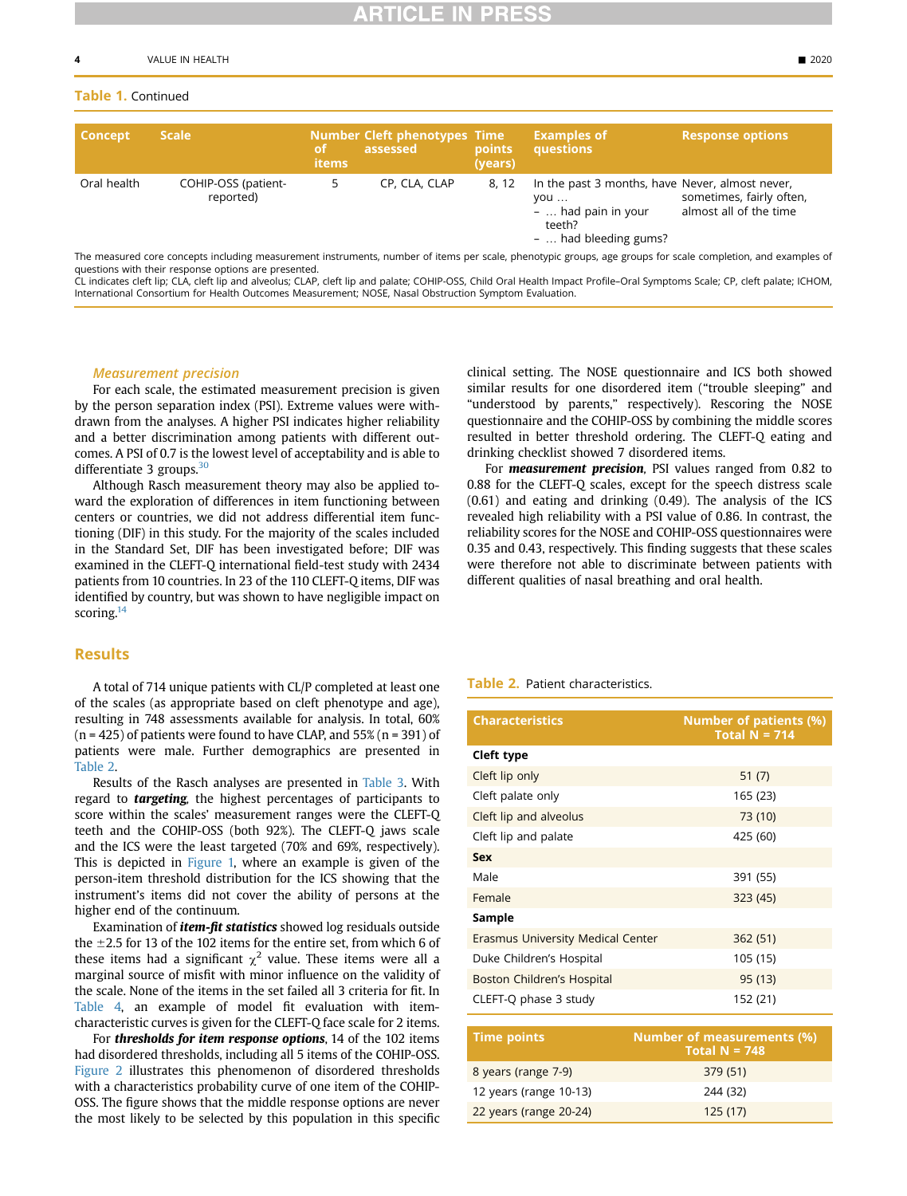**Table 1.** Continued

| Concept | Scale | Number of items | Cleft phenotypes assessed | Time points (years) | Examples of questions | Response options |
|---|---|---|---|---|---|---|
| Oral health | COHIP-OSS (patient-reported) | 5 | CP, CLA, CLAP | 8, 12 | In the past 3 months, have you … – … had pain in your teeth? – … had bleeding gums? | Never, almost never, sometimes, fairly often, almost all of the time |

The measured core concepts including measurement instruments, number of items per scale, phenotypic groups, age groups for scale completion, and examples of questions with their response options are presented.
CL indicates cleft lip; CLA, cleft lip and alveolus; CLAP, cleft lip and palate; COHIP-OSS, Child Oral Health Impact Profile–Oral Symptoms Scale; CP, cleft palate; ICHOM, International Consortium for Health Outcomes Measurement; NOSE, Nasal Obstruction Symptom Evaluation.

### *Measurement precision*

For each scale, the estimated measurement precision is given by the person separation index (PSI). Extreme values were withdrawn from the analyses. A higher PSI indicates higher reliability and a better discrimination among patients with different outcomes. A PSI of 0.7 is the lowest level of acceptability and is able to differentiate 3 groups.[30]

Although Rasch measurement theory may also be applied toward the exploration of differences in item functioning between centers or countries, we did not address differential item functioning (DIF) in this study. For the majority of the scales included in the Standard Set, DIF has been investigated before; DIF was examined in the CLEFT-Q international field-test study with 2434 patients from 10 countries. In 23 of the 110 CLEFT-Q items, DIF was identified by country, but was shown to have negligible impact on scoring.[14]

## Results

A total of 714 unique patients with CL/P completed at least one of the scales (as appropriate based on cleft phenotype and age), resulting in 748 assessments available for analysis. In total, 60% (n = 425) of patients were found to have CLAP, and 55% (n = 391) of patients were male. Further demographics are presented in Table 2.

Results of the Rasch analyses are presented in Table 3. With regard to ***targeting***, the highest percentages of participants to score within the scales' measurement ranges were the CLEFT-Q teeth and the COHIP-OSS (both 92%). The CLEFT-Q jaws scale and the ICS were the least targeted (70% and 69%, respectively). This is depicted in Figure 1, where an example is given of the person-item threshold distribution for the ICS showing that the instrument's items did not cover the ability of persons at the higher end of the continuum.

Examination of ***item-fit statistics*** showed log residuals outside the ±2.5 for 13 of the 102 items for the entire set, from which 6 of these items had a significant $\chi^2$ value. These items were all a marginal source of misfit with minor influence on the validity of the scale. None of the items in the set failed all 3 criteria for fit. In Table 4, an example of model fit evaluation with item-characteristic curves is given for the CLEFT-Q face scale for 2 items.

For ***thresholds for item response options***, 14 of the 102 items had disordered thresholds, including all 5 items of the COHIP-OSS. Figure 2 illustrates this phenomenon of disordered thresholds with a characteristics probability curve of one item of the COHIP-OSS. The figure shows that the middle response options are never the most likely to be selected by this population in this specific clinical setting. The NOSE questionnaire and ICS both showed similar results for one disordered item ("trouble sleeping" and "understood by parents," respectively). Rescoring the NOSE questionnaire and the COHIP-OSS by combining the middle scores resulted in better threshold ordering. The CLEFT-Q eating and drinking checklist showed 7 disordered items.

For ***measurement precision***, PSI values ranged from 0.82 to 0.88 for the CLEFT-Q scales, except for the speech distress scale (0.61) and eating and drinking (0.49). The analysis of the ICS revealed high reliability with a PSI value of 0.86. In contrast, the reliability scores for the NOSE and COHIP-OSS questionnaires were 0.35 and 0.43, respectively. This finding suggests that these scales were therefore not able to discriminate between patients with different qualities of nasal breathing and oral health.

**Table 2.** Patient characteristics.

| Characteristics | Number of patients (%) Total N = 714 |
|---|---|
| **Cleft type** | |
| Cleft lip only | 51 (7) |
| Cleft palate only | 165 (23) |
| Cleft lip and alveolus | 73 (10) |
| Cleft lip and palate | 425 (60) |
| **Sex** | |
| Male | 391 (55) |
| Female | 323 (45) |
| **Sample** | |
| Erasmus University Medical Center | 362 (51) |
| Duke Children's Hospital | 105 (15) |
| Boston Children's Hospital | 95 (13) |
| CLEFT-Q phase 3 study | 152 (21) |
| **Time points** | **Number of measurements (%) Total N = 748** |
| 8 years (range 7-9) | 379 (51) |
| 12 years (range 10-13) | 244 (32) |
| 22 years (range 20-24) | 125 (17) |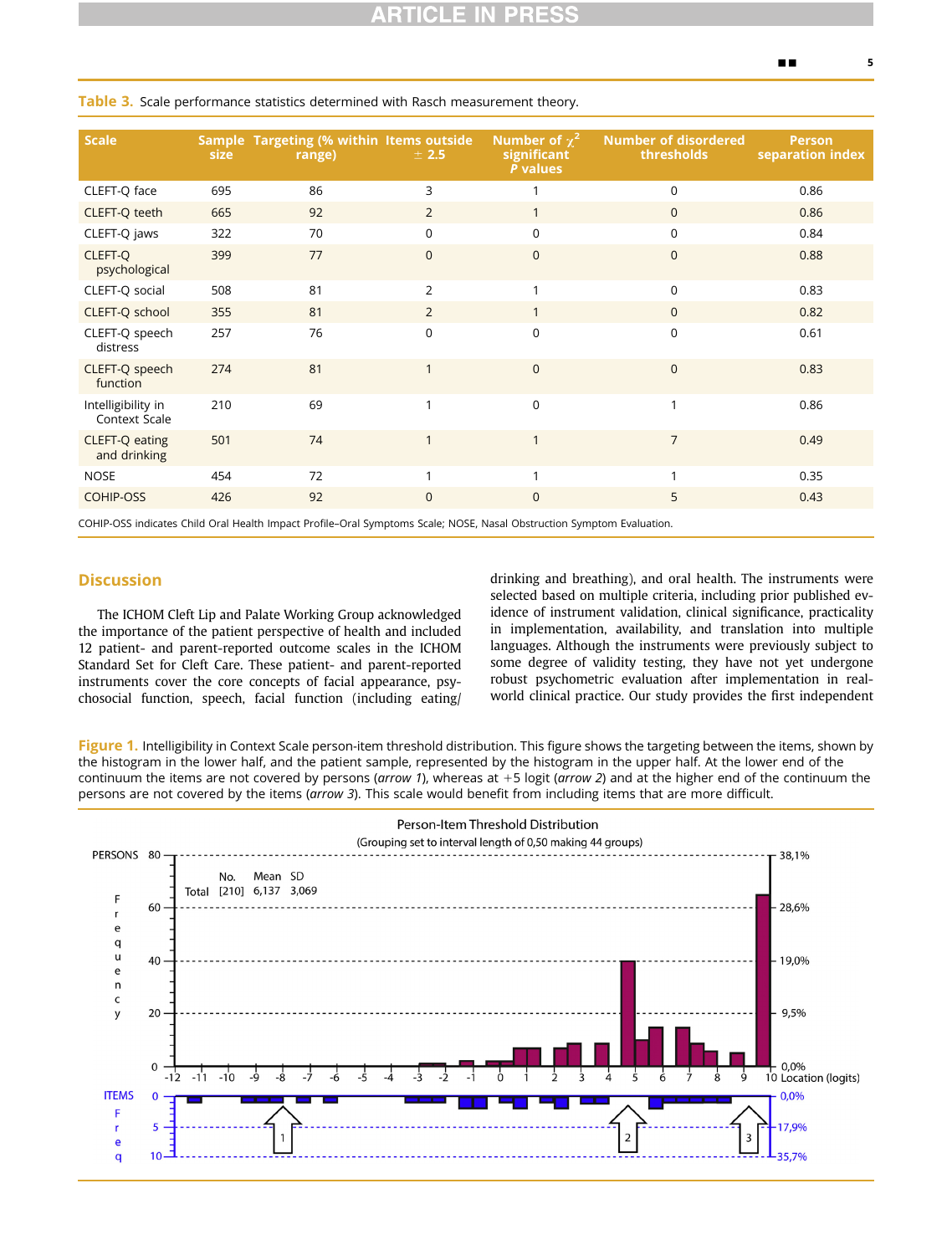Table 3. Scale performance statistics determined with Rasch measurement theory.

| Scale | Sample size | Targeting (% within range) | Items outside ± 2.5 | Number of $\chi^2$ significant *P* values | Number of disordered thresholds | Person separation index |
|---|---|---|---|---|---|---|
| CLEFT-Q face | 695 | 86 | 3 | 1 | 0 | 0.86 |
| CLEFT-Q teeth | 665 | 92 | 2 | 1 | 0 | 0.86 |
| CLEFT-Q jaws | 322 | 70 | 0 | 0 | 0 | 0.84 |
| CLEFT-Q psychological | 399 | 77 | 0 | 0 | 0 | 0.88 |
| CLEFT-Q social | 508 | 81 | 2 | 1 | 0 | 0.83 |
| CLEFT-Q school | 355 | 81 | 2 | 1 | 0 | 0.82 |
| CLEFT-Q speech distress | 257 | 76 | 0 | 0 | 0 | 0.61 |
| CLEFT-Q speech function | 274 | 81 | 1 | 0 | 0 | 0.83 |
| Intelligibility in Context Scale | 210 | 69 | 1 | 0 | 1 | 0.86 |
| CLEFT-Q eating and drinking | 501 | 74 | 1 | 1 | 7 | 0.49 |
| NOSE | 454 | 72 | 1 | 1 | 1 | 0.35 |
| COHIP-OSS | 426 | 92 | 0 | 0 | 5 | 0.43 |

COHIP-OSS indicates Child Oral Health Impact Profile–Oral Symptoms Scale; NOSE, Nasal Obstruction Symptom Evaluation.

## Discussion

The ICHOM Cleft Lip and Palate Working Group acknowledged the importance of the patient perspective of health and included 12 patient- and parent-reported outcome scales in the ICHOM Standard Set for Cleft Care. These patient- and parent-reported instruments cover the core concepts of facial appearance, psychosocial function, speech, facial function (including eating/drinking and breathing), and oral health. The instruments were selected based on multiple criteria, including prior published evidence of instrument validation, clinical significance, practicality in implementation, availability, and translation into multiple languages. Although the instruments were previously subject to some degree of validity testing, they have not yet undergone robust psychometric evaluation after implementation in real-world clinical practice. Our study provides the first independent

Figure 1. Intelligibility in Context Scale person-item threshold distribution. This figure shows the targeting between the items, shown by the histogram in the lower half, and the patient sample, represented by the histogram in the upper half. At the lower end of the continuum the items are not covered by persons (*arrow 1*), whereas at +5 logit (*arrow 2*) and at the higher end of the continuum the persons are not covered by the items (*arrow 3*). This scale would benefit from including items that are more difficult.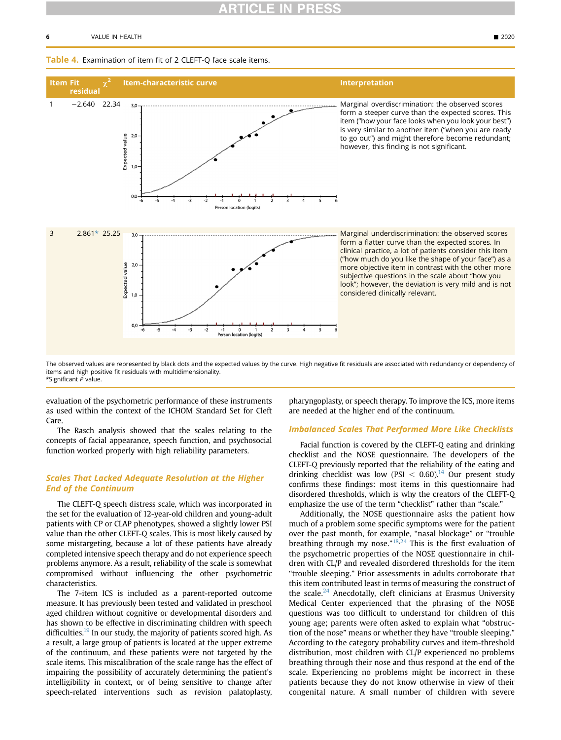**Table 4.** Examination of item fit of 2 CLEFT-Q face scale items.

| Item | Fit residual | $\chi^2$ | Item-characteristic curve | Interpretation |
|---|---|---|---|---|
| 1 | −2.640 | 22.34 | | Marginal overdiscrimination: the observed scores form a steeper curve than the expected scores. This item ("how your face looks when you look your best") is very similar to another item ("when you are ready to go out") and might therefore become redundant; however, this finding is not significant. |
| 3 | 2.861* | 25.25 | | Marginal underdiscrimination: the observed scores form a flatter curve than the expected scores. In clinical practice, a lot of patients consider this item ("how much do you like the shape of your face") as a more objective item in contrast with the other more subjective questions in the scale about "how you look"; however, the deviation is very mild and is not considered clinically relevant. |

The observed values are represented by black dots and the expected values by the curve. High negative fit residuals are associated with redundancy or dependency of items and high positive fit residuals with multidimensionality.
*Significant *P* value.

evaluation of the psychometric performance of these instruments as used within the context of the ICHOM Standard Set for Cleft Care.

The Rasch analysis showed that the scales relating to the concepts of facial appearance, speech function, and psychosocial function worked properly with high reliability parameters.

## Scales That Lacked Adequate Resolution at the Higher End of the Continuum

The CLEFT-Q speech distress scale, which was incorporated in the set for the evaluation of 12-year-old children and young-adult patients with CP or CLAP phenotypes, showed a slightly lower PSI value than the other CLEFT-Q scales. This is most likely caused by some mistargeting, because a lot of these patients have already completed intensive speech therapy and do not experience speech problems anymore. As a result, reliability of the scale is somewhat compromised without influencing the other psychometric characteristics.

The 7-item ICS is included as a parent-reported outcome measure. It has previously been tested and validated in preschool aged children without cognitive or developmental disorders and has shown to be effective in discriminating children with speech difficulties.[19] In our study, the majority of patients scored high. As a result, a large group of patients is located at the upper extreme of the continuum, and these patients were not targeted by the scale items. This miscalibration of the scale range has the effect of impairing the possibility of accurately determining the patient's intelligibility in context, or of being sensitive to change after speech-related interventions such as revision palatoplasty, pharyngoplasty, or speech therapy. To improve the ICS, more items are needed at the higher end of the continuum.

## Imbalanced Scales That Performed More Like Checklists

Facial function is covered by the CLEFT-Q eating and drinking checklist and the NOSE questionnaire. The developers of the CLEFT-Q previously reported that the reliability of the eating and drinking checklist was low (PSI $<$ 0.60).[14] Our present study confirms these findings: most items in this questionnaire had disordered thresholds, which is why the creators of the CLEFT-Q emphasize the use of the term "checklist" rather than "scale."

Additionally, the NOSE questionnaire asks the patient how much of a problem some specific symptoms were for the patient over the past month, for example, "nasal blockage" or "trouble breathing through my nose."[18,24] This is the first evaluation of the psychometric properties of the NOSE questionnaire in children with CL/P and revealed disordered thresholds for the item "trouble sleeping." Prior assessments in adults corroborate that this item contributed least in terms of measuring the construct of the scale.[24] Anecdotally, cleft clinicians at Erasmus University Medical Center experienced that the phrasing of the NOSE questions was too difficult to understand for children of this young age; parents were often asked to explain what "obstruction of the nose" means or whether they have "trouble sleeping." According to the category probability curves and item-threshold distribution, most children with CL/P experienced no problems breathing through their nose and thus respond at the end of the scale. Experiencing no problems might be incorrect in these patients because they do not know otherwise in view of their congenital nature. A small number of children with severe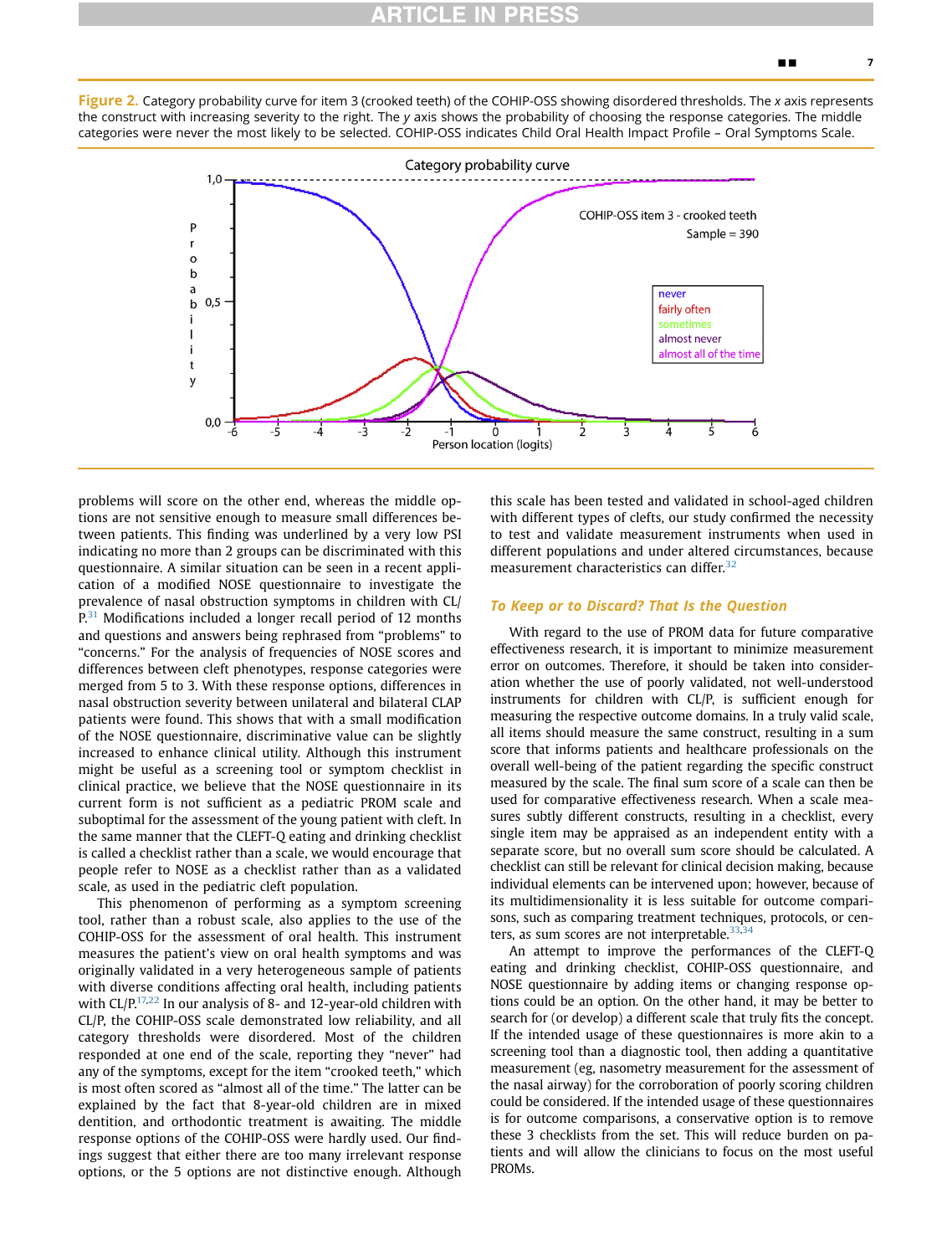**Figure 2.** Category probability curve for item 3 (crooked teeth) of the COHIP-OSS showing disordered thresholds. The *x* axis represents the construct with increasing severity to the right. The *y* axis shows the probability of choosing the response categories. The middle categories were never the most likely to be selected. COHIP-OSS indicates Child Oral Health Impact Profile – Oral Symptoms Scale.

problems will score on the other end, whereas the middle options are not sensitive enough to measure small differences between patients. This finding was underlined by a very low PSI indicating no more than 2 groups can be discriminated with this questionnaire. A similar situation can be seen in a recent application of a modified NOSE questionnaire to investigate the prevalence of nasal obstruction symptoms in children with CL/P.[31] Modifications included a longer recall period of 12 months and questions and answers being rephrased from "problems" to "concerns." For the analysis of frequencies of NOSE scores and differences between cleft phenotypes, response categories were merged from 5 to 3. With these response options, differences in nasal obstruction severity between unilateral and bilateral CLAP patients were found. This shows that with a small modification of the NOSE questionnaire, discriminative value can be slightly increased to enhance clinical utility. Although this instrument might be useful as a screening tool or symptom checklist in clinical practice, we believe that the NOSE questionnaire in its current form is not sufficient as a pediatric PROM scale and suboptimal for the assessment of the young patient with cleft. In the same manner that the CLEFT-Q eating and drinking checklist is called a checklist rather than a scale, we would encourage that people refer to NOSE as a checklist rather than as a validated scale, as used in the pediatric cleft population.

This phenomenon of performing as a symptom screening tool, rather than a robust scale, also applies to the use of the COHIP-OSS for the assessment of oral health. This instrument measures the patient's view on oral health symptoms and was originally validated in a very heterogeneous sample of patients with diverse conditions affecting oral health, including patients with CL/P.[17,22] In our analysis of 8- and 12-year-old children with CL/P, the COHIP-OSS scale demonstrated low reliability, and all category thresholds were disordered. Most of the children responded at one end of the scale, reporting they "never" had any of the symptoms, except for the item "crooked teeth," which is most often scored as "almost all of the time." The latter can be explained by the fact that 8-year-old children are in mixed dentition, and orthodontic treatment is awaiting. The middle response options of the COHIP-OSS were hardly used. Our findings suggest that either there are too many irrelevant response options, or the 5 options are not distinctive enough. Although this scale has been tested and validated in school-aged children with different types of clefts, our study confirmed the necessity to test and validate measurement instruments when used in different populations and under altered circumstances, because measurement characteristics can differ.[32]

## To Keep or to Discard? That Is the Question

With regard to the use of PROM data for future comparative effectiveness research, it is important to minimize measurement error on outcomes. Therefore, it should be taken into consideration whether the use of poorly validated, not well-understood instruments for children with CL/P, is sufficient enough for measuring the respective outcome domains. In a truly valid scale, all items should measure the same construct, resulting in a sum score that informs patients and healthcare professionals on the overall well-being of the patient regarding the specific construct measured by the scale. The final sum score of a scale can then be used for comparative effectiveness research. When a scale measures subtly different constructs, resulting in a checklist, every single item may be appraised as an independent entity with a separate score, but no overall sum score should be calculated. A checklist can still be relevant for clinical decision making, because individual elements can be intervened upon; however, because of its multidimensionality it is less suitable for outcome comparisons, such as comparing treatment techniques, protocols, or centers, as sum scores are not interpretable.[33,34]

An attempt to improve the performances of the CLEFT-Q eating and drinking checklist, COHIP-OSS questionnaire, and NOSE questionnaire by adding items or changing response options could be an option. On the other hand, it may be better to search for (or develop) a different scale that truly fits the concept. If the intended usage of these questionnaires is more akin to a screening tool than a diagnostic tool, then adding a quantitative measurement (eg, nasometry measurement for the assessment of the nasal airway) for the corroboration of poorly scoring children could be considered. If the intended usage of these questionnaires is for outcome comparisons, a conservative option is to remove these 3 checklists from the set. This will reduce burden on patients and will allow the clinicians to focus on the most useful PROMs.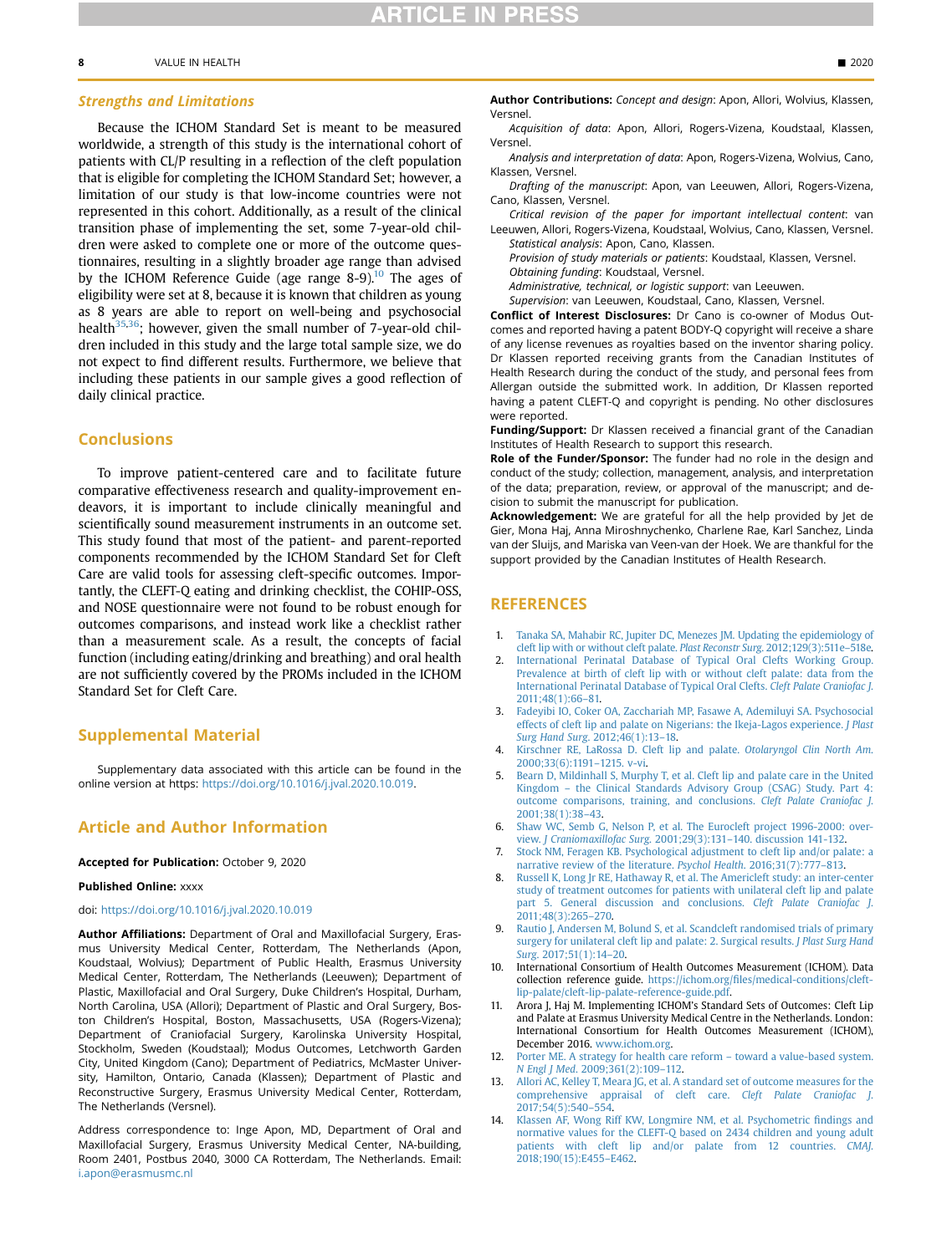### Strengths and Limitations

Because the ICHOM Standard Set is meant to be measured worldwide, a strength of this study is the international cohort of patients with CL/P resulting in a reflection of the cleft population that is eligible for completing the ICHOM Standard Set; however, a limitation of our study is that low-income countries were not represented in this cohort. Additionally, as a result of the clinical transition phase of implementing the set, some 7-year-old children were asked to complete one or more of the outcome questionnaires, resulting in a slightly broader age range than advised by the ICHOM Reference Guide (age range 8-9).[10] The ages of eligibility were set at 8, because it is known that children as young as 8 years are able to report on well-being and psychosocial health[35,36]; however, given the small number of 7-year-old children included in this study and the large total sample size, we do not expect to find different results. Furthermore, we believe that including these patients in our sample gives a good reflection of daily clinical practice.

## Conclusions

To improve patient-centered care and to facilitate future comparative effectiveness research and quality-improvement endeavors, it is important to include clinically meaningful and scientifically sound measurement instruments in an outcome set. This study found that most of the patient- and parent-reported components recommended by the ICHOM Standard Set for Cleft Care are valid tools for assessing cleft-specific outcomes. Importantly, the CLEFT-Q eating and drinking checklist, the COHIP-OSS, and NOSE questionnaire were not found to be robust enough for outcomes comparisons, and instead work like a checklist rather than a measurement scale. As a result, the concepts of facial function (including eating/drinking and breathing) and oral health are not sufficiently covered by the PROMs included in the ICHOM Standard Set for Cleft Care.

## Supplemental Material

Supplementary data associated with this article can be found in the online version at https: https://doi.org/10.1016/j.jval.2020.10.019.

## Article and Author Information

**Accepted for Publication:** October 9, 2020

**Published Online:** xxxx

doi: https://doi.org/10.1016/j.jval.2020.10.019

**Author Affiliations:** Department of Oral and Maxillofacial Surgery, Erasmus University Medical Center, Rotterdam, The Netherlands (Apon, Koudstaal, Wolvius); Department of Public Health, Erasmus University Medical Center, Rotterdam, The Netherlands (Leeuwen); Department of Plastic, Maxillofacial and Oral Surgery, Duke Children's Hospital, Durham, North Carolina, USA (Allori); Department of Plastic and Oral Surgery, Boston Children's Hospital, Boston, Massachusetts, USA (Rogers-Vizena); Department of Craniofacial Surgery, Karolinska University Hospital, Stockholm, Sweden (Koudstaal); Modus Outcomes, Letchworth Garden City, United Kingdom (Cano); Department of Pediatrics, McMaster University, Hamilton, Ontario, Canada (Klassen); Department of Plastic and Reconstructive Surgery, Erasmus University Medical Center, Rotterdam, The Netherlands (Versnel).

Address correspondence to: Inge Apon, MD, Department of Oral and Maxillofacial Surgery, Erasmus University Medical Center, NA-building, Room 2401, Postbus 2040, 3000 CA Rotterdam, The Netherlands. Email: i.apon@erasmusmc.nl

**Author Contributions:** *Concept and design*: Apon, Allori, Wolvius, Klassen, Versnel.

*Acquisition of data*: Apon, Allori, Rogers-Vizena, Koudstaal, Klassen, Versnel.

*Analysis and interpretation of data*: Apon, Rogers-Vizena, Wolvius, Cano, Klassen, Versnel.

*Drafting of the manuscript*: Apon, van Leeuwen, Allori, Rogers-Vizena, Cano, Klassen, Versnel.

*Critical revision of the paper for important intellectual content*: van Leeuwen, Allori, Rogers-Vizena, Koudstaal, Wolvius, Cano, Klassen, Versnel.

*Statistical analysis*: Apon, Cano, Klassen.

*Provision of study materials or patients*: Koudstaal, Klassen, Versnel.

*Obtaining funding*: Koudstaal, Versnel.

*Administrative, technical, or logistic support*: van Leeuwen.

*Supervision*: van Leeuwen, Koudstaal, Cano, Klassen, Versnel.

**Conflict of Interest Disclosures:** Dr Cano is co-owner of Modus Outcomes and reported having a patent BODY-Q copyright will receive a share of any license revenues as royalties based on the inventor sharing policy. Dr Klassen reported receiving grants from the Canadian Institutes of Health Research during the conduct of the study, and personal fees from Allergan outside the submitted work. In addition, Dr Klassen reported having a patent CLEFT-Q and copyright is pending. No other disclosures were reported.

**Funding/Support:** Dr Klassen received a financial grant of the Canadian Institutes of Health Research to support this research.

**Role of the Funder/Sponsor:** The funder had no role in the design and conduct of the study; collection, management, analysis, and interpretation of the data; preparation, review, or approval of the manuscript; and decision to submit the manuscript for publication.

**Acknowledgement:** We are grateful for all the help provided by Jet de Gier, Mona Haj, Anna Miroshnychenko, Charlene Rae, Karl Sanchez, Linda van der Sluijs, and Mariska van Veen-van der Hoek. We are thankful for the support provided by the Canadian Institutes of Health Research.

## REFERENCES

1. Tanaka SA, Mahabir RC, Jupiter DC, Menezes JM. Updating the epidemiology of cleft lip with or without cleft palate. *Plast Reconstr Surg*. 2012;129(3):511e–518e.
2. International Perinatal Database of Typical Oral Clefts Working Group. Prevalence at birth of cleft lip with or without cleft palate: data from the International Perinatal Database of Typical Oral Clefts. *Cleft Palate Craniofac J*. 2011;48(1):66–81.
3. Fadeyibi IO, Coker OA, Zacchariah MP, Fasawe A, Ademiluyi SA. Psychosocial effects of cleft lip and palate on Nigerians: the Ikeja-Lagos experience. *J Plast Surg Hand Surg*. 2012;46(1):13–18.
4. Kirschner RE, LaRossa D. Cleft lip and palate. *Otolaryngol Clin North Am*. 2000;33(6):1191–1215. v-vi.
5. Bearn D, Mildinhall S, Murphy T, et al. Cleft lip and palate care in the United Kingdom – the Clinical Standards Advisory Group (CSAG) Study. Part 4: outcome comparisons, training, and conclusions. *Cleft Palate Craniofac J*. 2001;38(1):38–43.
6. Shaw WC, Semb G, Nelson P, et al. The Eurocleft project 1996-2000: overview. *J Craniomaxillofac Surg*. 2001;29(3):131–140. discussion 141-132.
7. Stock NM, Feragen KB. Psychological adjustment to cleft lip and/or palate: a narrative review of the literature. *Psychol Health*. 2016;31(7):777–813.
8. Russell K, Long Jr RE, Hathaway R, et al. The Americleft study: an inter-center study of treatment outcomes for patients with unilateral cleft lip and palate part 5. General discussion and conclusions. *Cleft Palate Craniofac J*. 2011;48(3):265–270.
9. Rautio J, Andersen M, Bolund S, et al. Scandcleft randomised trials of primary surgery for unilateral cleft lip and palate: 2. Surgical results. *J Plast Surg Hand Surg*. 2017;51(1):14–20.
10. International Consortium of Health Outcomes Measurement (ICHOM). Data collection reference guide. https://ichom.org/files/medical-conditions/cleft-lip-palate/cleft-lip-palate-reference-guide.pdf.
11. Arora J, Haj M. Implementing ICHOM's Standard Sets of Outcomes: Cleft Lip and Palate at Erasmus University Medical Centre in the Netherlands. London: International Consortium for Health Outcomes Measurement (ICHOM), December 2016. www.ichom.org.
12. Porter ME. A strategy for health care reform – toward a value-based system. *N Engl J Med*. 2009;361(2):109–112.
13. Allori AC, Kelley T, Meara JG, et al. A standard set of outcome measures for the comprehensive appraisal of cleft care. *Cleft Palate Craniofac J*. 2017;54(5):540–554.
14. Klassen AF, Wong Riff KW, Longmire NM, et al. Psychometric findings and normative values for the CLEFT-Q based on 2434 children and young adult patients with cleft lip and/or palate from 12 countries. *CMAJ*. 2018;190(15):E455–E462.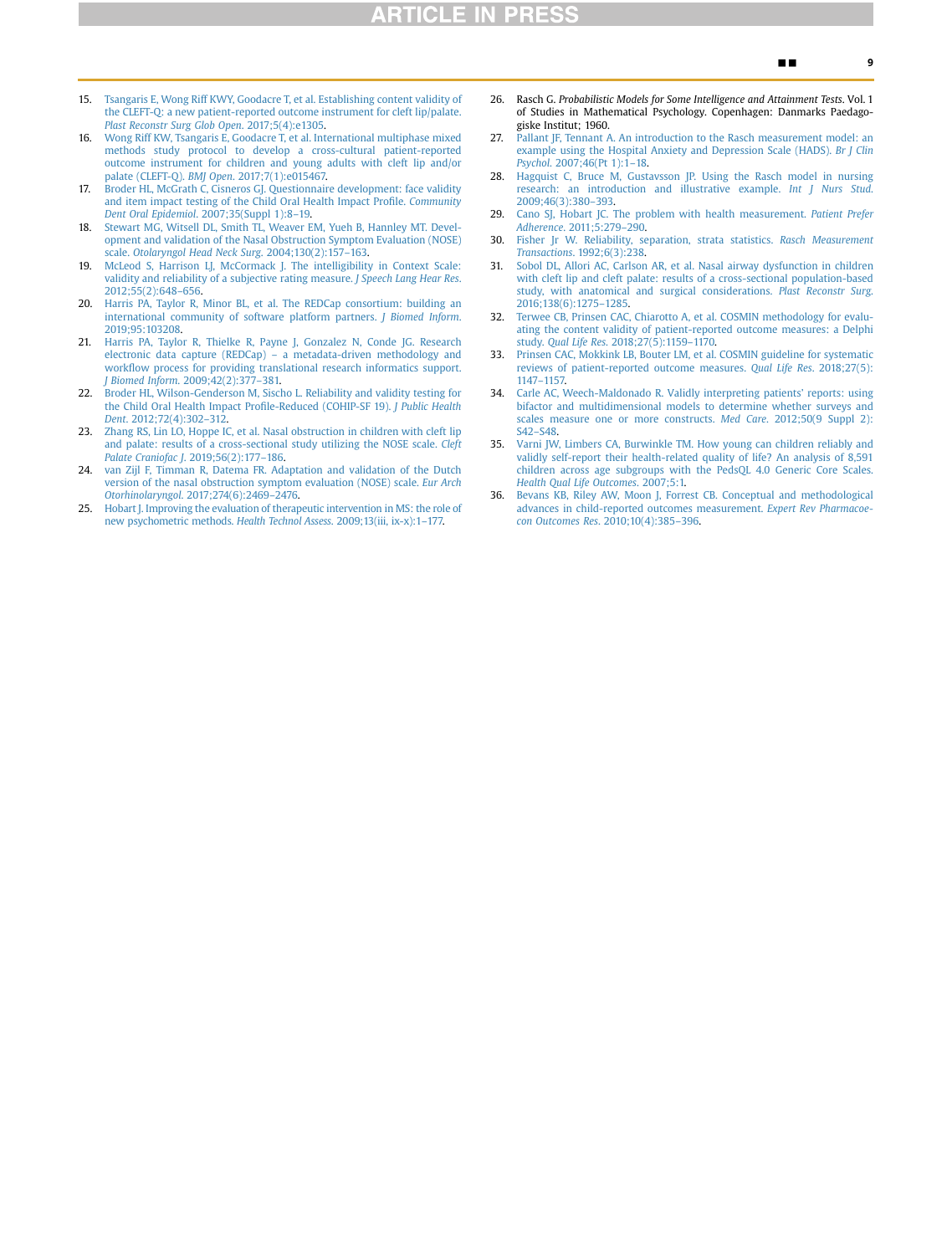15. Tsangaris E, Wong Riff KWY, Goodacre T, et al. Establishing content validity of the CLEFT-Q: a new patient-reported outcome instrument for cleft lip/palate. *Plast Reconstr Surg Glob Open*. 2017;5(4):e1305.
16. Wong Riff KW, Tsangaris E, Goodacre T et al. International multiphase mixed methods study protocol to develop a cross-cultural patient-reported outcome instrument for children and young adults with cleft lip and/or palate (CLEFT-Q). *BMJ Open*. 2017;7(1):e015467.
17. Broder HL, McGrath C, Cisneros GJ. Questionnaire development: face validity and item impact testing of the Child Oral Health Impact Profile. *Community Dent Oral Epidemiol*. 2007;35(Suppl 1):8–19.
18. Stewart MG, Witsell DL, Smith TL, Weaver EM, Yueh B, Hannley MT. Development and validation of the Nasal Obstruction Symptom Evaluation (NOSE) scale. *Otolaryngol Head Neck Surg*. 2004;130(2):157–163.
19. McLeod S, Harrison LJ, McCormack J. The intelligibility in Context Scale: validity and reliability of a subjective rating measure. *J Speech Lang Hear Res*. 2012;55(2):648–656.
20. Harris PA, Taylor R, Minor BL, et al. The REDCap consortium: building an international community of software platform partners. *J Biomed Inform*. 2019;95:103208.
21. Harris PA, Taylor R, Thielke R, Payne J, Gonzalez N, Conde JG. Research electronic data capture (REDCap) – a metadata-driven methodology and workflow process for providing translational research informatics support. *J Biomed Inform*. 2009;42(2):377–381.
22. Broder HL, Wilson-Genderson M, Sischo L. Reliability and validity testing for the Child Oral Health Impact Profile-Reduced (COHIP-SF 19). *J Public Health Dent*. 2012;72(4):302–312.
23. Zhang RS, Lin LO, Hoppe IC, et al. Nasal obstruction in children with cleft lip and palate: results of a cross-sectional study utilizing the NOSE scale. *Cleft Palate Craniofac J*. 2019;56(2):177–186.
24. van Zijl F, Timman R, Datema FR. Adaptation and validation of the Dutch version of the nasal obstruction symptom evaluation (NOSE) scale. *Eur Arch Otorhinolaryngol*. 2017;274(6):2469–2476.
25. Hobart J. Improving the evaluation of therapeutic intervention in MS: the role of new psychometric methods. *Health Technol Assess*. 2009;13(iii, ix-x):1–177.
26. Rasch G. *Probabilistic Models for Some Intelligence and Attainment Tests*. Vol. 1 of Studies in Mathematical Psychology. Copenhagen: Danmarks Paedagogiske Institut; 1960.
27. Pallant JF, Tennant A. An introduction to the Rasch measurement model: an example using the Hospital Anxiety and Depression Scale (HADS). *Br J Clin Psychol*. 2007;46(Pt 1):1–18.
28. Hagquist C, Bruce M, Gustavsson JP. Using the Rasch model in nursing research: an introduction and illustrative example. *Int J Nurs Stud*. 2009;46(3):380–393.
29. Cano SJ, Hobart JC. The problem with health measurement. *Patient Prefer Adherence*. 2011;5:279–290.
30. Fisher Jr W. Reliability, separation, strata statistics. *Rasch Measurement Transactions*. 1992;6(3):238.
31. Sobol DL, Allori AC, Carlson AR, et al. Nasal airway dysfunction in children with cleft lip and cleft palate: results of a cross-sectional population-based study, with anatomical and surgical considerations. *Plast Reconstr Surg*. 2016;138(6):1275–1285.
32. Terwee CB, Prinsen CAC, Chiarotto A, et al. COSMIN methodology for evaluating the content validity of patient-reported outcome measures: a Delphi study. *Qual Life Res*. 2018;27(5):1159–1170.
33. Prinsen CAC, Mokkink LB, Bouter LM, et al. COSMIN guideline for systematic reviews of patient-reported outcome measures. *Qual Life Res*. 2018;27(5):1147–1157.
34. Carle AC, Weech-Maldonado R. Validly interpreting patients' reports: using bifactor and multidimensional models to determine whether surveys and scales measure one or more constructs. *Med Care*. 2012;50(9 Suppl 2):S42–S48.
35. Varni JW, Limbers CA, Burwinkle TM. How young can children reliably and validly self-report their health-related quality of life? An analysis of 8,591 children across age subgroups with the PedsQL 4.0 Generic Core Scales. *Health Qual Life Outcomes*. 2007;5:1.
36. Bevans KB, Riley AW, Moon J, Forrest CB. Conceptual and methodological advances in child-reported outcomes measurement. *Expert Rev Pharmacoecon Outcomes Res*. 2010;10(4):385–396.